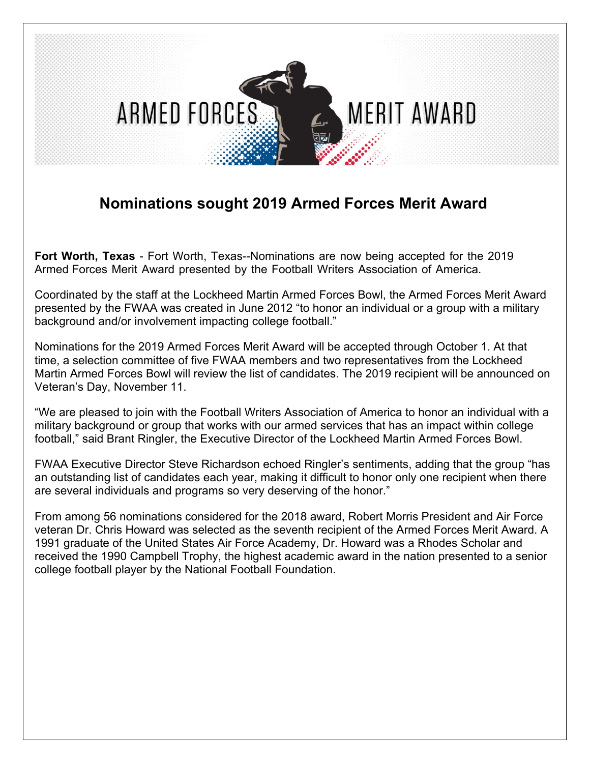ARMED FORCES MERIT AWARD

# Nominations sought 2019 Armed Forces Merit Award

**Fort Worth, Texas** - Fort Worth, Texas--Nominations are now being accepted for the 2019 Armed Forces Merit Award presented by the Football Writers Association of America.

Coordinated by the staff at the Lockheed Martin Armed Forces Bowl, the Armed Forces Merit Award presented by the FWAA was created in June 2012 "to honor an individual or a group with a military background and/or involvement impacting college football."

Nominations for the 2019 Armed Forces Merit Award will be accepted through October 1. At that time, a selection committee of five FWAA members and two representatives from the Lockheed Martin Armed Forces Bowl will review the list of candidates. The 2019 recipient will be announced on Veteran's Day, November 11.

"We are pleased to join with the Football Writers Association of America to honor an individual with a military background or group that works with our armed services that has an impact within college football," said Brant Ringler, the Executive Director of the Lockheed Martin Armed Forces Bowl.

FWAA Executive Director Steve Richardson echoed Ringler's sentiments, adding that the group "has an outstanding list of candidates each year, making it difficult to honor only one recipient when there are several individuals and programs so very deserving of the honor."

From among 56 nominations considered for the 2018 award, Robert Morris President and Air Force veteran Dr. Chris Howard was selected as the seventh recipient of the Armed Forces Merit Award. A 1991 graduate of the United States Air Force Academy, Dr. Howard was a Rhodes Scholar and received the 1990 Campbell Trophy, the highest academic award in the nation presented to a senior college football player by the National Football Foundation.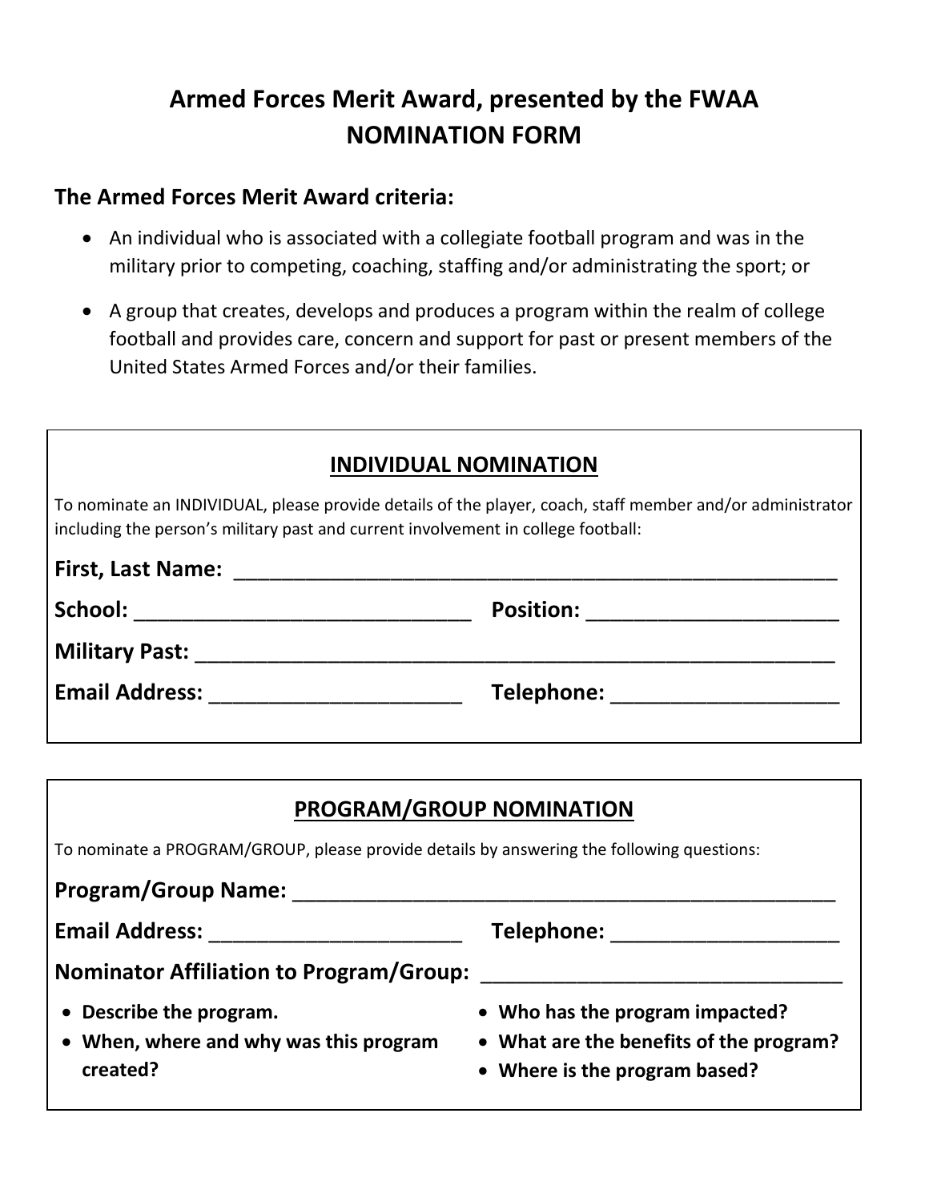# Armed Forces Merit Award, presented by the FWAA
# NOMINATION FORM

## The Armed Forces Merit Award criteria:

- An individual who is associated with a collegiate football program and was in the military prior to competing, coaching, staffing and/or administrating the sport; or
- A group that creates, develops and produces a program within the realm of college football and provides care, concern and support for past or present members of the United States Armed Forces and/or their families.

### INDIVIDUAL NOMINATION

To nominate an INDIVIDUAL, please provide details of the player, coach, staff member and/or administrator including the person's military past and current involvement in college football:

**First, Last Name:** ______________________________________________________

**School:** ____________________________ **Position:** _____________________

**Military Past:** _________________________________________________________

**Email Address:** _____________________ **Telephone:** ___________________

### PROGRAM/GROUP NOMINATION

To nominate a PROGRAM/GROUP, please provide details by answering the following questions:

**Program/Group Name:** ________________________________________________

**Email Address:** _____________________ **Telephone:** ___________________

**Nominator Affiliation to Program/Group:** _______________________________

- **Describe the program.**
- **When, where and why was this program created?**
- **Who has the program impacted?**
- **What are the benefits of the program?**
- **Where is the program based?**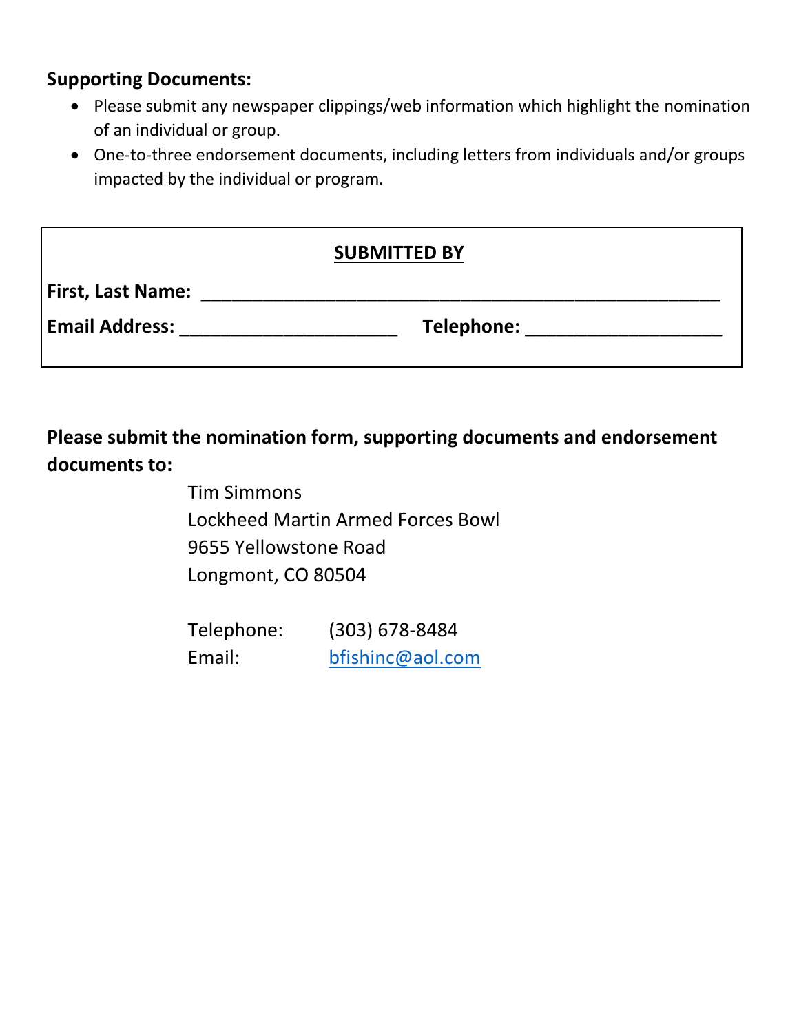**Supporting Documents:**

- Please submit any newspaper clippings/web information which highlight the nomination of an individual or group.
- One-to-three endorsement documents, including letters from individuals and/or groups impacted by the individual or program.

**SUBMITTED BY**

**First, Last Name:** ______________________________________________

**Email Address:** ______________________ **Telephone:** ___________________

**Please submit the nomination form, supporting documents and endorsement documents to:**

Tim Simmons
Lockheed Martin Armed Forces Bowl
9655 Yellowstone Road
Longmont, CO 80504

Telephone: (303) 678-8484
Email: bfishinc@aol.com